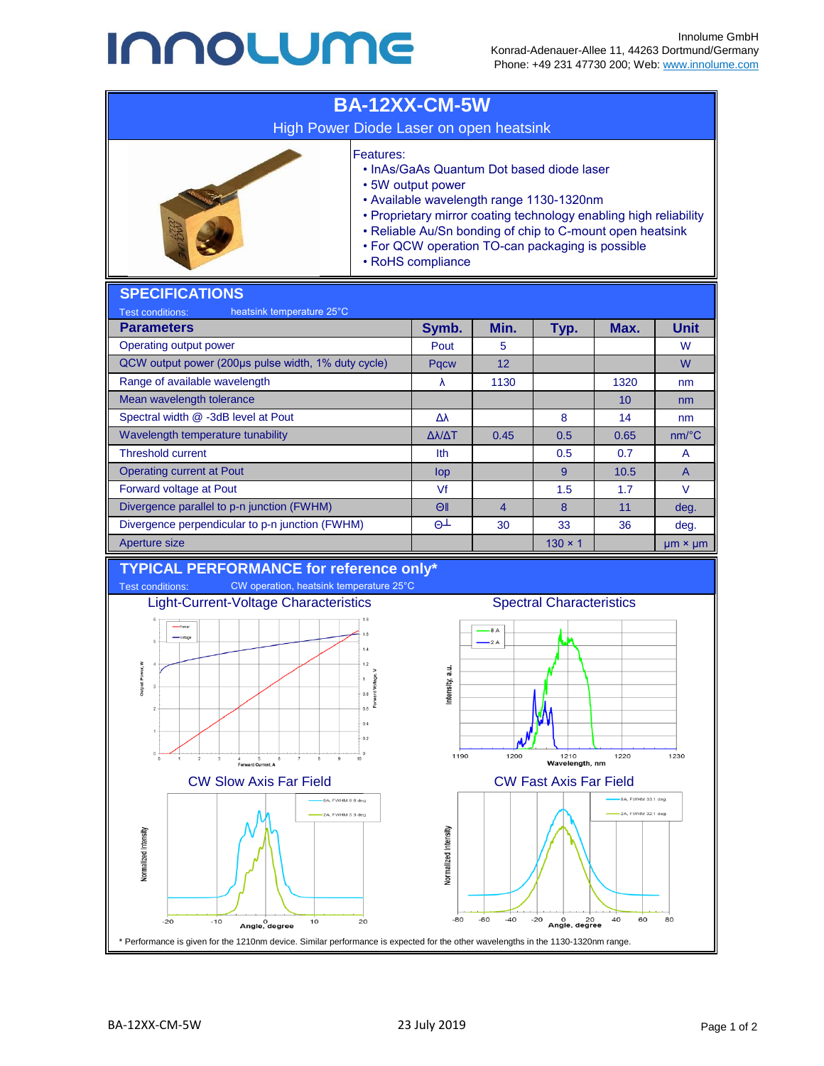Innolume GmbH
Konrad-Adenauer-Allee 11, 44263 Dortmund/Germany
Phone: +49 231 47730 200; Web: www.innolume.com

# BA-12XX-CM-5W

High Power Diode Laser on open heatsink

Features:
- InAs/GaAs Quantum Dot based diode laser
- 5W output power
- Available wavelength range 1130-1320nm
- Proprietary mirror coating technology enabling high reliability
- Reliable Au/Sn bonding of chip to C-mount open heatsink
- For QCW operation TO-can packaging is possible
- RoHS compliance

## SPECIFICATIONS

Test conditions: heatsink temperature 25°C

| Parameters | Symb. | Min. | Typ. | Max. | Unit |
|---|---|---|---|---|---|
| Operating output power | Pout | 5 | | | W |
| QCW output power (200µs pulse width, 1% duty cycle) | Pqcw | 12 | | | W |
| Range of available wavelength | λ | 1130 | | 1320 | nm |
| Mean wavelength tolerance | | | | 10 | nm |
| Spectral width @ -3dB level at Pout | Δλ | | 8 | 14 | nm |
| Wavelength temperature tunability | Δλ/ΔT | 0.45 | 0.5 | 0.65 | nm/°C |
| Threshold current | Ith | | 0.5 | 0.7 | A |
| Operating current at Pout | Iop | | 9 | 10.5 | A |
| Forward voltage at Pout | Vf | | 1.5 | 1.7 | V |
| Divergence parallel to p-n junction (FWHM) | Θ‖ | 4 | 8 | 11 | deg. |
| Divergence perpendicular to p-n junction (FWHM) | Θ⊥ | 30 | 33 | 36 | deg. |
| Aperture size | | | 130 × 1 | | µm × µm |

## TYPICAL PERFORMANCE for reference only*

Test conditions: CW operation, heatsink temperature 25°C

Light-Current-Voltage Characteristics

Spectral Characteristics

CW Slow Axis Far Field

CW Fast Axis Far Field

\* Performance is given for the 1210nm device. Similar performance is expected for the other wavelengths in the 1130-1320nm range.

BA-12XX-CM-5W 23 July 2019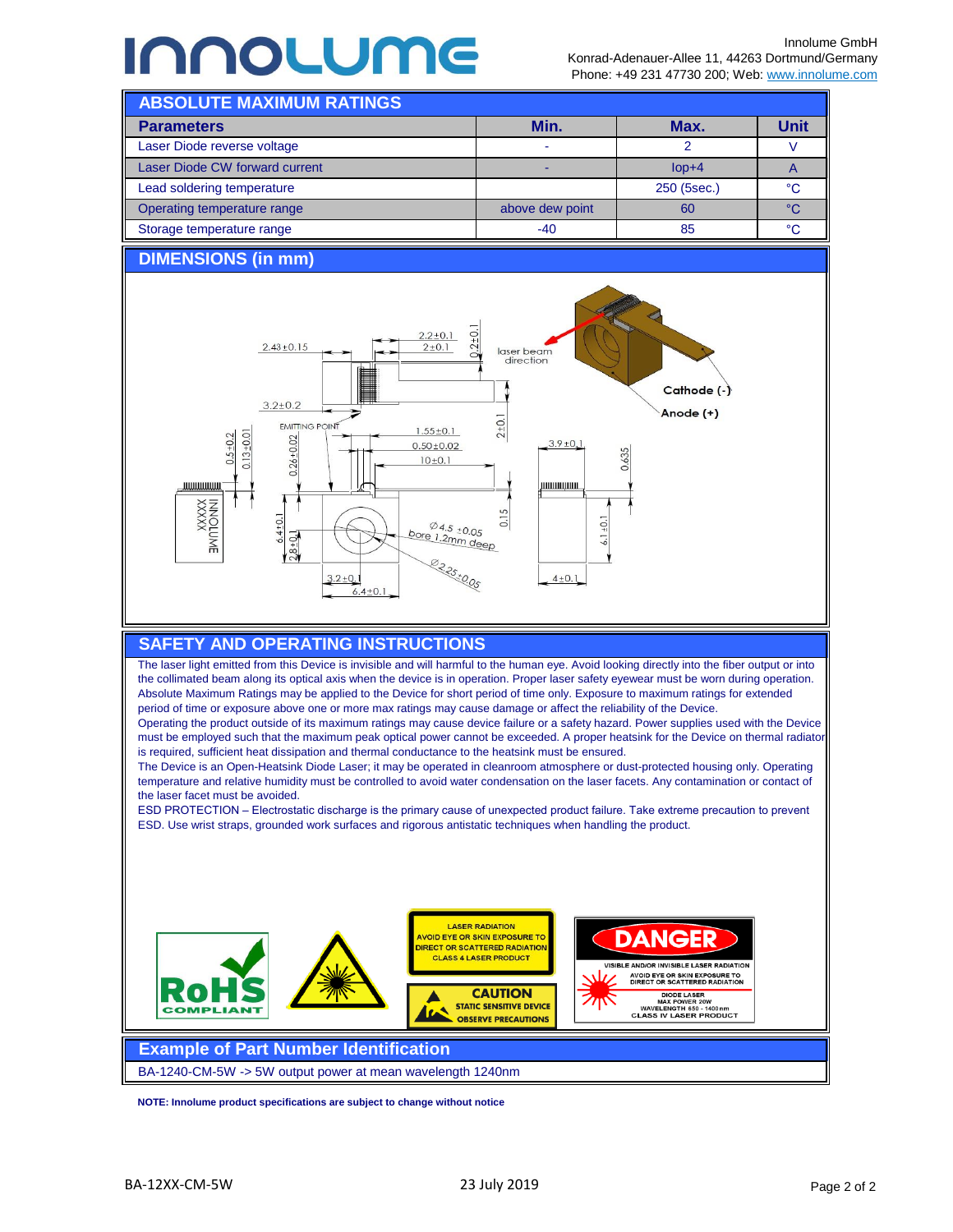Innolume GmbH
Konrad-Adenauer-Allee 11, 44263 Dortmund/Germany
Phone: +49 231 47730 200; Web: www.innolume.com

## ABSOLUTE MAXIMUM RATINGS

| Parameters | Min. | Max. | Unit |
|---|---|---|---|
| Laser Diode reverse voltage | - | 2 | V |
| Laser Diode CW forward current | - | Iop+4 | A |
| Lead soldering temperature | | 250 (5sec.) | °C |
| Operating temperature range | above dew point | 60 | °C |
| Storage temperature range | -40 | 85 | °C |

## DIMENSIONS (in mm)

2.43±0.15
2.2±0.1
2±0.1
0.2±0.1
laser beam direction
3.2±0.2
EMITTING POINT
1.55±0.1
0.50±0.02
10±0.1
2±0.1
3.9±0.1
0.635
0.5±0.2
0.13±0.01
0.26±0.02
6.4±0.1
2.8±0.1
Ø4.5 ±0.05 bore 1.2mm deep
Ø2.25±0.05
0.15
6.1±0.1
3.2±0.1
6.4±0.1
4±0.1
INNOLUME XXXXX
Cathode (-)
Anode (+)

## SAFETY AND OPERATING INSTRUCTIONS

The laser light emitted from this Device is invisible and will harmful to the human eye. Avoid looking directly into the fiber output or into the collimated beam along its optical axis when the device is in operation. Proper laser safety eyewear must be worn during operation. Absolute Maximum Ratings may be applied to the Device for short period of time only. Exposure to maximum ratings for extended period of time or exposure above one or more max ratings may cause damage or affect the reliability of the Device.

Operating the product outside of its maximum ratings may cause device failure or a safety hazard. Power supplies used with the Device must be employed such that the maximum peak optical power cannot be exceeded. A proper heatsink for the Device on thermal radiator is required, sufficient heat dissipation and thermal conductance to the heatsink must be ensured.

The Device is an Open-Heatsink Diode Laser; it may be operated in cleanroom atmosphere or dust-protected housing only. Operating temperature and relative humidity must be controlled to avoid water condensation on the laser facets. Any contamination or contact of the laser facet must be avoided.

ESD PROTECTION – Electrostatic discharge is the primary cause of unexpected product failure. Take extreme precaution to prevent ESD. Use wrist straps, grounded work surfaces and rigorous antistatic techniques when handling the product.

RoHS COMPLIANT

LASER RADIATION
AVOID EYE OR SKIN EXPOSURE TO DIRECT OR SCATTERED RADIATION
CLASS 4 LASER PRODUCT

CAUTION
STATIC SENSITIVE DEVICE
OBSERVE PRECAUTIONS

DANGER
VISIBLE AND/OR INVISIBLE LASER RADIATION
AVOID EYE OR SKIN EXPOSURE TO DIRECT OR SCATTERED RADIATION
DIODE LASER
MAX POWER 20W
WAVELENGTH 650 - 1400nm
CLASS IV LASER PRODUCT

## Example of Part Number Identification

BA-1240-CM-5W -> 5W output power at mean wavelength 1240nm

**NOTE: Innolume product specifications are subject to change without notice**

BA-12XX-CM-5W    23 July 2019